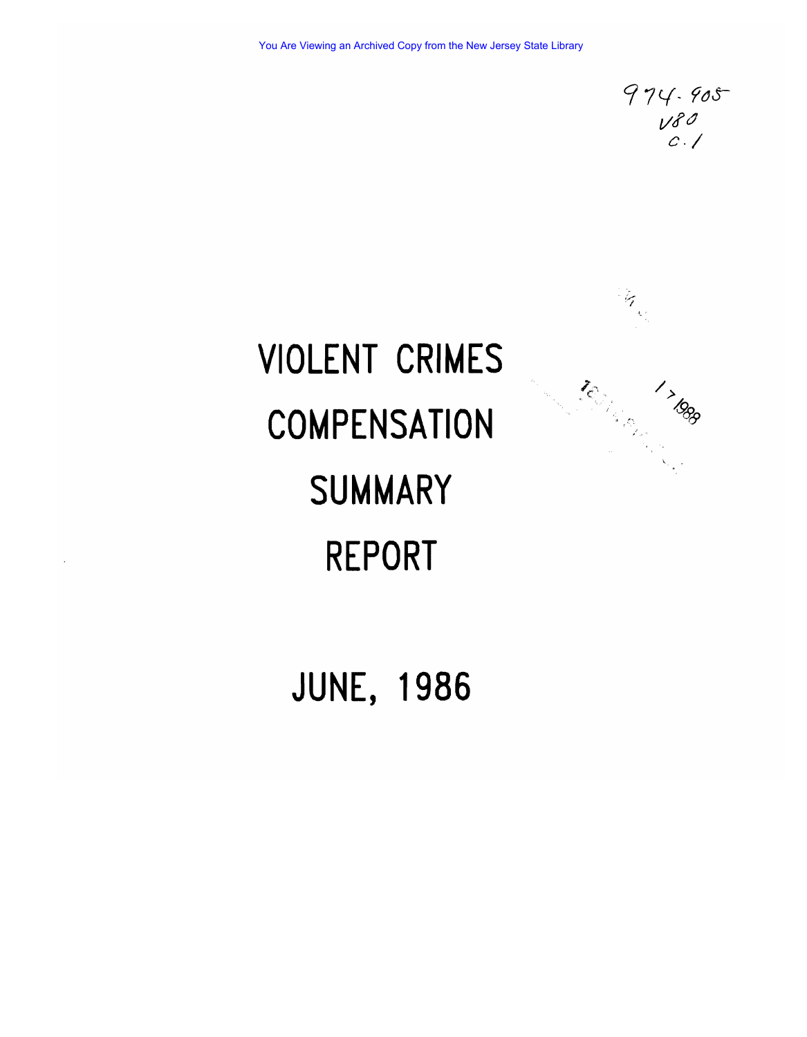974.905
V80
c.1

# VIOLENT CRIMES COMPENSATION SUMMARY REPORT

## JUNE, 1986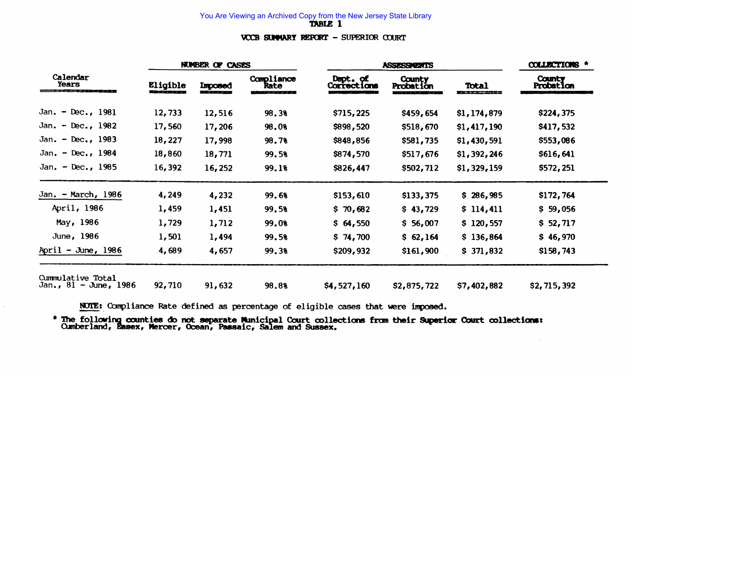# TABLE 1

## VCCB SUMMARY REPORT - SUPERIOR COURT

| Calendar Years | NUMBER OF CASES | | | ASSESSMENTS | | | COLLECTIONS * |
|---|---|---|---|---|---|---|---|
| | Eligible | Imposed | Compliance Rate | Dept. of Corrections | County Probation | Total | County Probation |
| Jan. - Dec., 1981 | 12,733 | 12,516 | 98.3% | $715,225 | $459,654 | $1,174,879 | $224,375 |
| Jan. - Dec., 1982 | 17,560 | 17,206 | 98.0% | $898,520 | $518,670 | $1,417,190 | $417,532 |
| Jan. - Dec., 1983 | 18,227 | 17,998 | 98.7% | $848,856 | $581,735 | $1,430,591 | $553,086 |
| Jan. - Dec., 1984 | 18,860 | 18,771 | 99.5% | $874,570 | $517,676 | $1,392,246 | $616,641 |
| Jan. - Dec., 1985 | 16,392 | 16,252 | 99.1% | $826,447 | $502,712 | $1,329,159 | $572,251 |
| Jan. - March, 1986 | 4,249 | 4,232 | 99.6% | $153,610 | $133,375 | $ 286,985 | $172,764 |
| April, 1986 | 1,459 | 1,451 | 99.5% | $ 70,682 | $ 43,729 | $ 114,411 | $ 59,056 |
| May, 1986 | 1,729 | 1,712 | 99.0% | $ 64,550 | $ 56,007 | $ 120,557 | $ 52,717 |
| June, 1986 | 1,501 | 1,494 | 99.5% | $ 74,700 | $ 62,164 | $ 136,864 | $ 46,970 |
| April - June, 1986 | 4,689 | 4,657 | 99.3% | $209,932 | $161,900 | $ 371,832 | $158,743 |
| Cummulative Total Jan., 81 - June, 1986 | 92,710 | 91,632 | 98.8% | $4,527,160 | $2,875,722 | $7,402,882 | $2,715,392 |

**NOTE:** Compliance Rate defined as percentage of eligible cases that were imposed.

\* **The following counties do not separate Municipal Court collections from their Superior Court collections: Cumberland, Essex, Mercer, Ocean, Passaic, Salem and Sussex.**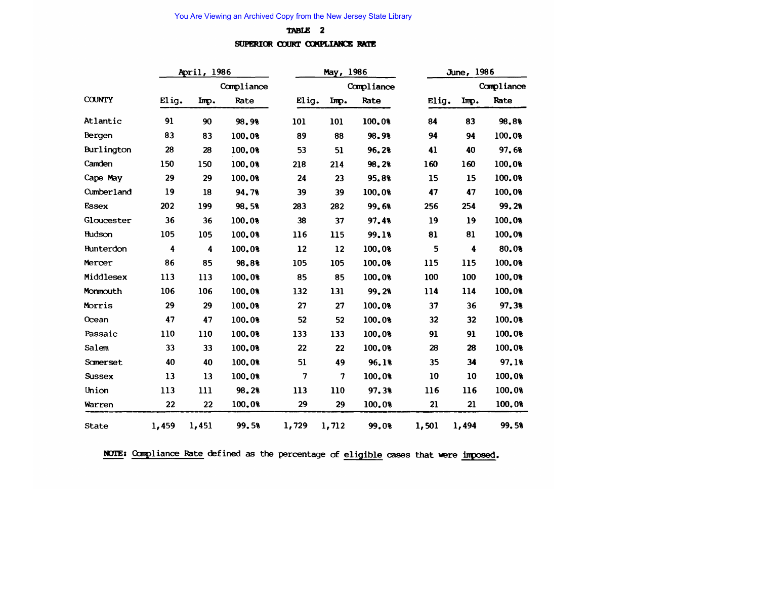TABLE 2

SUPERIOR COURT COMPLIANCE RATE

| COUNTY | April, 1986 | | | May, 1986 | | | June, 1986 | | |
|---|---|---|---|---|---|---|---|---|---|
| | Elig. | Imp. | Compliance Rate | Elig. | Imp. | Compliance Rate | Elig. | Imp. | Compliance Rate |
| Atlantic | 91 | 90 | 98.9% | 101 | 101 | 100.0% | 84 | 83 | 98.8% |
| Bergen | 83 | 83 | 100.0% | 89 | 88 | 98.9% | 94 | 94 | 100.0% |
| Burlington | 28 | 28 | 100.0% | 53 | 51 | 96.2% | 41 | 40 | 97.6% |
| Camden | 150 | 150 | 100.0% | 218 | 214 | 98.2% | 160 | 160 | 100.0% |
| Cape May | 29 | 29 | 100.0% | 24 | 23 | 95.8% | 15 | 15 | 100.0% |
| Cumberland | 19 | 18 | 94.7% | 39 | 39 | 100.0% | 47 | 47 | 100.0% |
| Essex | 202 | 199 | 98.5% | 283 | 282 | 99.6% | 256 | 254 | 99.2% |
| Gloucester | 36 | 36 | 100.0% | 38 | 37 | 97.4% | 19 | 19 | 100.0% |
| Hudson | 105 | 105 | 100.0% | 116 | 115 | 99.1% | 81 | 81 | 100.0% |
| Hunterdon | 4 | 4 | 100.0% | 12 | 12 | 100.0% | 5 | 4 | 80.0% |
| Mercer | 86 | 85 | 98.8% | 105 | 105 | 100.0% | 115 | 115 | 100.0% |
| Middlesex | 113 | 113 | 100.0% | 85 | 85 | 100.0% | 100 | 100 | 100.0% |
| Monmouth | 106 | 106 | 100.0% | 132 | 131 | 99.2% | 114 | 114 | 100.0% |
| Morris | 29 | 29 | 100.0% | 27 | 27 | 100.0% | 37 | 36 | 97.3% |
| Ocean | 47 | 47 | 100.0% | 52 | 52 | 100.0% | 32 | 32 | 100.0% |
| Passaic | 110 | 110 | 100.0% | 133 | 133 | 100.0% | 91 | 91 | 100.0% |
| Salem | 33 | 33 | 100.0% | 22 | 22 | 100.0% | 28 | 28 | 100.0% |
| Somerset | 40 | 40 | 100.0% | 51 | 49 | 96.1% | 35 | 34 | 97.1% |
| Sussex | 13 | 13 | 100.0% | 7 | 7 | 100.0% | 10 | 10 | 100.0% |
| Union | 113 | 111 | 98.2% | 113 | 110 | 97.3% | 116 | 116 | 100.0% |
| Warren | 22 | 22 | 100.0% | 29 | 29 | 100.0% | 21 | 21 | 100.0% |
| State | 1,459 | 1,451 | 99.5% | 1,729 | 1,712 | 99.0% | 1,501 | 1,494 | 99.5% |

**NOTE:** Compliance Rate defined as the percentage of eligible cases that were imposed.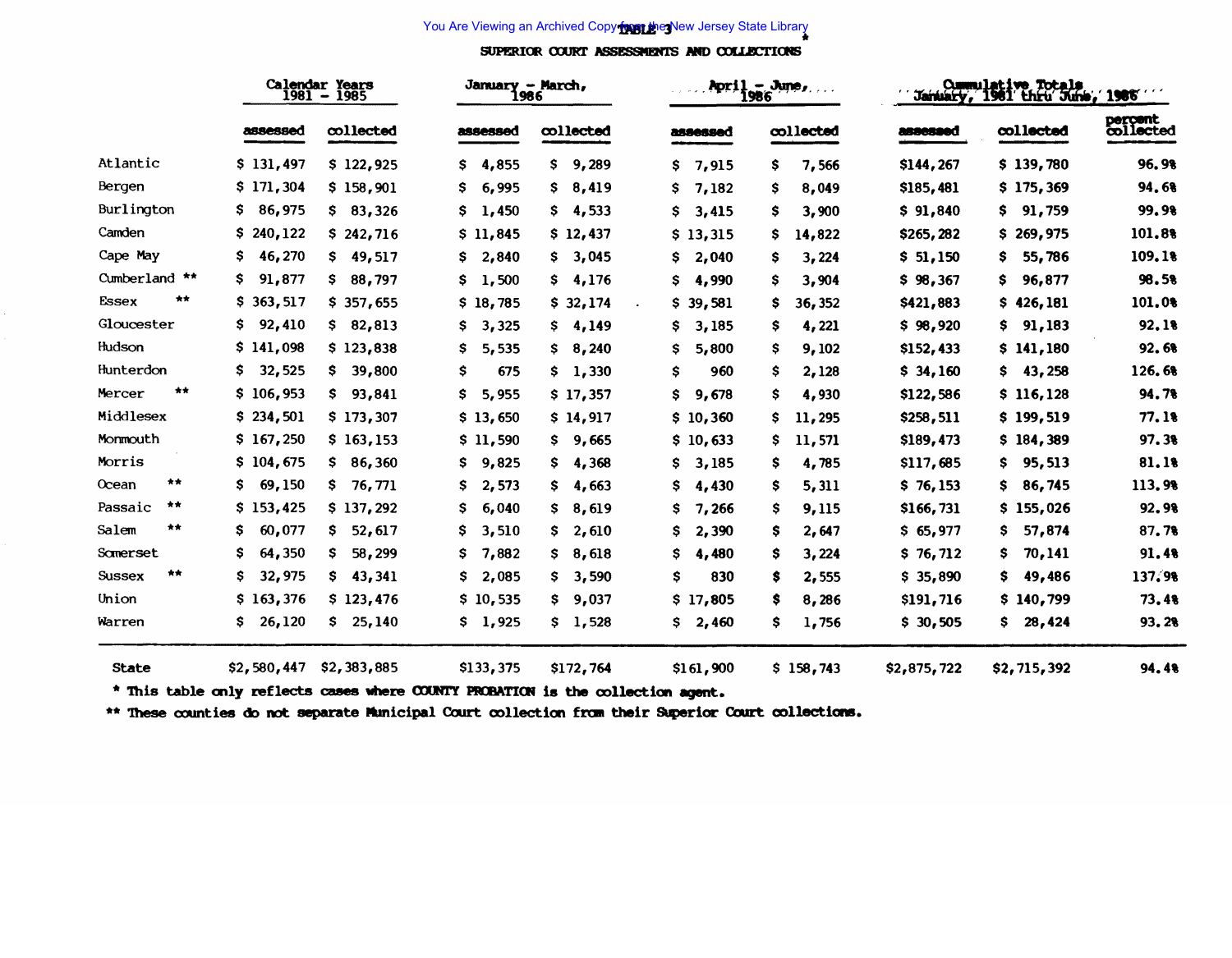# TABLE 3 *

## SUPERIOR COURT ASSESSMENTS AND COLLECTIONS

| | Calendar Years 1981 - 1985 | | January - March, 1986 | | April - June, 1986 | | Cumulative Totals January, 1981 thru June, 1986 | | |
|---|---|---|---|---|---|---|---|---|---|
| | assessed | collected | assessed | collected | assessed | collected | assessed | collected | percent collected |
| Atlantic | $ 131,497 | $ 122,925 | $ 4,855 | $ 9,289 | $ 7,915 | $ 7,566 | $144,267 | $ 139,780 | 96.9% |
| Bergen | $ 171,304 | $ 158,901 | $ 6,995 | $ 8,419 | $ 7,182 | $ 8,049 | $185,481 | $ 175,369 | 94.6% |
| Burlington | $ 86,975 | $ 83,326 | $ 1,450 | $ 4,533 | $ 3,415 | $ 3,900 | $ 91,840 | $ 91,759 | 99.9% |
| Camden | $ 240,122 | $ 242,716 | $ 11,845 | $ 12,437 | $ 13,315 | $ 14,822 | $265,282 | $ 269,975 | 101.8% |
| Cape May | $ 46,270 | $ 49,517 | $ 2,840 | $ 3,045 | $ 2,040 | $ 3,224 | $ 51,150 | $ 55,786 | 109.1% |
| Cumberland ** | $ 91,877 | $ 88,797 | $ 1,500 | $ 4,176 | $ 4,990 | $ 3,904 | $ 98,367 | $ 96,877 | 98.5% |
| Essex ** | $ 363,517 | $ 357,655 | $ 18,785 | $ 32,174 | $ 39,581 | $ 36,352 | $421,883 | $ 426,181 | 101.0% |
| Gloucester | $ 92,410 | $ 82,813 | $ 3,325 | $ 4,149 | $ 3,185 | $ 4,221 | $ 98,920 | $ 91,183 | 92.1% |
| Hudson | $ 141,098 | $ 123,838 | $ 5,535 | $ 8,240 | $ 5,800 | $ 9,102 | $152,433 | $ 141,180 | 92.6% |
| Hunterdon | $ 32,525 | $ 39,800 | $ 675 | $ 1,330 | $ 960 | $ 2,128 | $ 34,160 | $ 43,258 | 126.6% |
| Mercer ** | $ 106,953 | $ 93,841 | $ 5,955 | $ 17,357 | $ 9,678 | $ 4,930 | $122,586 | $ 116,128 | 94.7% |
| Middlesex | $ 234,501 | $ 173,307 | $ 13,650 | $ 14,917 | $ 10,360 | $ 11,295 | $258,511 | $ 199,519 | 77.1% |
| Monmouth | $ 167,250 | $ 163,153 | $ 11,590 | $ 9,665 | $ 10,633 | $ 11,571 | $189,473 | $ 184,389 | 97.3% |
| Morris | $ 104,675 | $ 86,360 | $ 9,825 | $ 4,368 | $ 3,185 | $ 4,785 | $117,685 | $ 95,513 | 81.1% |
| Ocean ** | $ 69,150 | $ 76,771 | $ 2,573 | $ 4,663 | $ 4,430 | $ 5,311 | $ 76,153 | $ 86,745 | 113.9% |
| Passaic ** | $ 153,425 | $ 137,292 | $ 6,040 | $ 8,619 | $ 7,266 | $ 9,115 | $166,731 | $ 155,026 | 92.9% |
| Salem ** | $ 60,077 | $ 52,617 | $ 3,510 | $ 2,610 | $ 2,390 | $ 2,647 | $ 65,977 | $ 57,874 | 87.7% |
| Somerset | $ 64,350 | $ 58,299 | $ 7,882 | $ 8,618 | $ 4,480 | $ 3,224 | $ 76,712 | $ 70,141 | 91.4% |
| Sussex ** | $ 32,975 | $ 43,341 | $ 2,085 | $ 3,590 | $ 830 | $ 2,555 | $ 35,890 | $ 49,486 | 137.9% |
| Union | $ 163,376 | $ 123,476 | $ 10,535 | $ 9,037 | $ 17,805 | $ 8,286 | $191,716 | $ 140,799 | 73.4% |
| Warren | $ 26,120 | $ 25,140 | $ 1,925 | $ 1,528 | $ 2,460 | $ 1,756 | $ 30,505 | $ 28,424 | 93.2% |
| State | $2,580,447 | $2,383,885 | $133,375 | $172,764 | $161,900 | $ 158,743 | $2,875,722 | $2,715,392 | 94.4% |

* This table only reflects cases where COUNTY PROBATION is the collection agent.

** These counties do not separate Municipal Court collection from their Superior Court collections.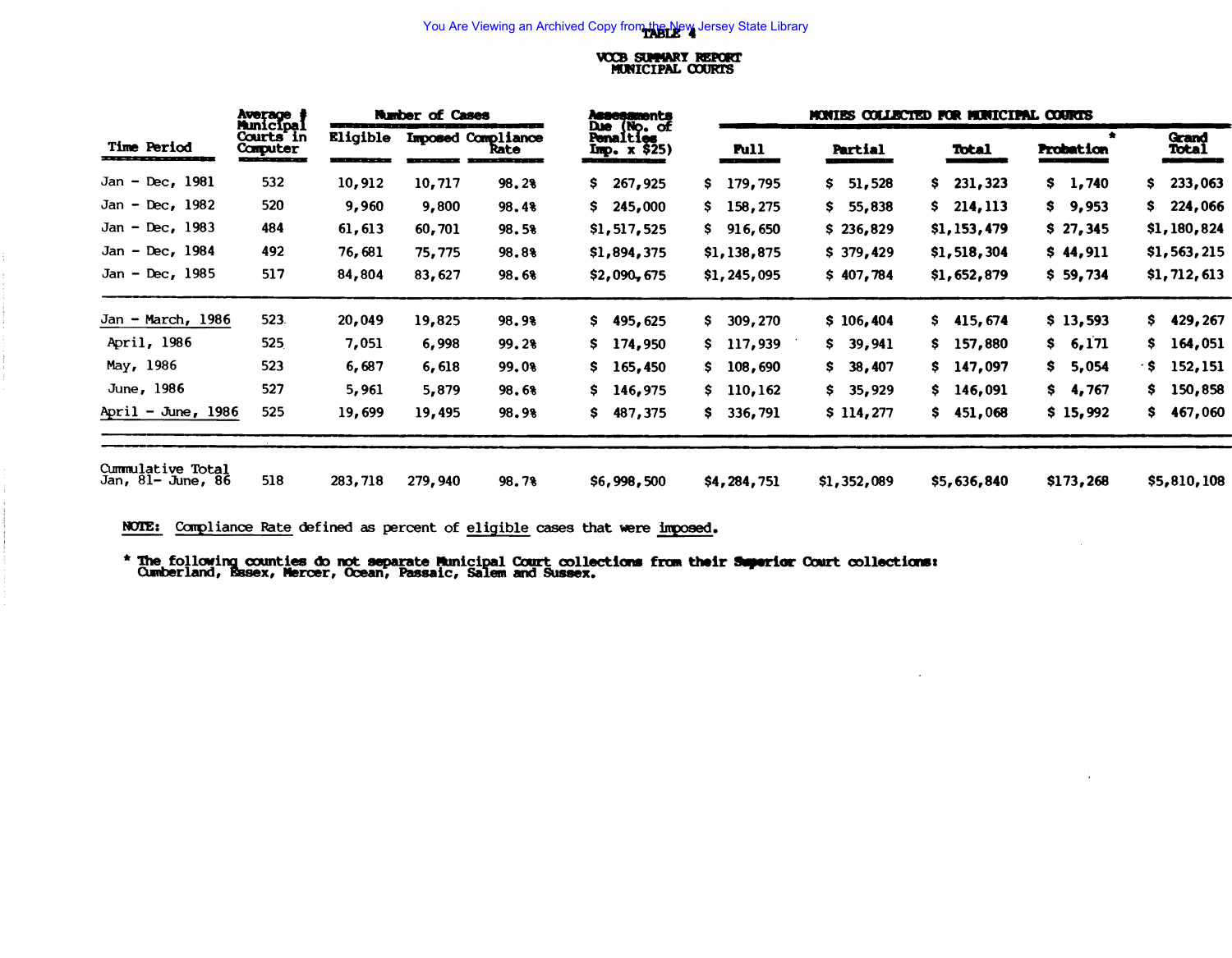# TABLE 4

## VCCB SUMMARY REPORT
## MUNICIPAL COURTS

| Time Period | Average # Municipal Courts in Computer | Number of Cases | | | Assessments Due (No. of Penalties Imp. x $25) | MONIES COLLECTED FOR MUNICIPAL COURTS | | | | |
|---|---|---|---|---|---|---|---|---|---|---|
| | | Eligible | Imposed | Compliance Rate | | Full | Partial | Total | Probation * | Grand Total |
| Jan - Dec, 1981 | 532 | 10,912 | 10,717 | 98.2% | $ 267,925 | $ 179,795 | $ 51,528 | $ 231,323 | $ 1,740 | $ 233,063 |
| Jan - Dec, 1982 | 520 | 9,960 | 9,800 | 98.4% | $ 245,000 | $ 158,275 | $ 55,838 | $ 214,113 | $ 9,953 | $ 224,066 |
| Jan - Dec, 1983 | 484 | 61,613 | 60,701 | 98.5% | $1,517,525 | $ 916,650 | $ 236,829 | $1,153,479 | $ 27,345 | $1,180,824 |
| Jan - Dec, 1984 | 492 | 76,681 | 75,775 | 98.8% | $1,894,375 | $1,138,875 | $ 379,429 | $1,518,304 | $ 44,911 | $1,563,215 |
| Jan - Dec, 1985 | 517 | 84,804 | 83,627 | 98.6% | $2,090,675 | $1,245,095 | $ 407,784 | $1,652,879 | $ 59,734 | $1,712,613 |
| Jan - March, 1986 | 523 | 20,049 | 19,825 | 98.9% | $ 495,625 | $ 309,270 | $ 106,404 | $ 415,674 | $ 13,593 | $ 429,267 |
| April, 1986 | 525 | 7,051 | 6,998 | 99.2% | $ 174,950 | $ 117,939 | $ 39,941 | $ 157,880 | $ 6,171 | $ 164,051 |
| May, 1986 | 523 | 6,687 | 6,618 | 99.0% | $ 165,450 | $ 108,690 | $ 38,407 | $ 147,097 | $ 5,054 | $ 152,151 |
| June, 1986 | 527 | 5,961 | 5,879 | 98.6% | $ 146,975 | $ 110,162 | $ 35,929 | $ 146,091 | $ 4,767 | $ 150,858 |
| April - June, 1986 | 525 | 19,699 | 19,495 | 98.9% | $ 487,375 | $ 336,791 | $ 114,277 | $ 451,068 | $ 15,992 | $ 467,060 |
| Cummulative Total Jan, 81- June, 86 | 518 | 283,718 | 279,940 | 98.7% | $6,998,500 | $4,284,751 | $1,352,089 | $5,636,840 | $173,268 | $5,810,108 |

**NOTE:** Compliance Rate defined as percent of eligible cases that were imposed.

\* **The following counties do not separate Municipal Court collections from their Superior Court collections: Cumberland, Essex, Mercer, Ocean, Passaic, Salem and Sussex.**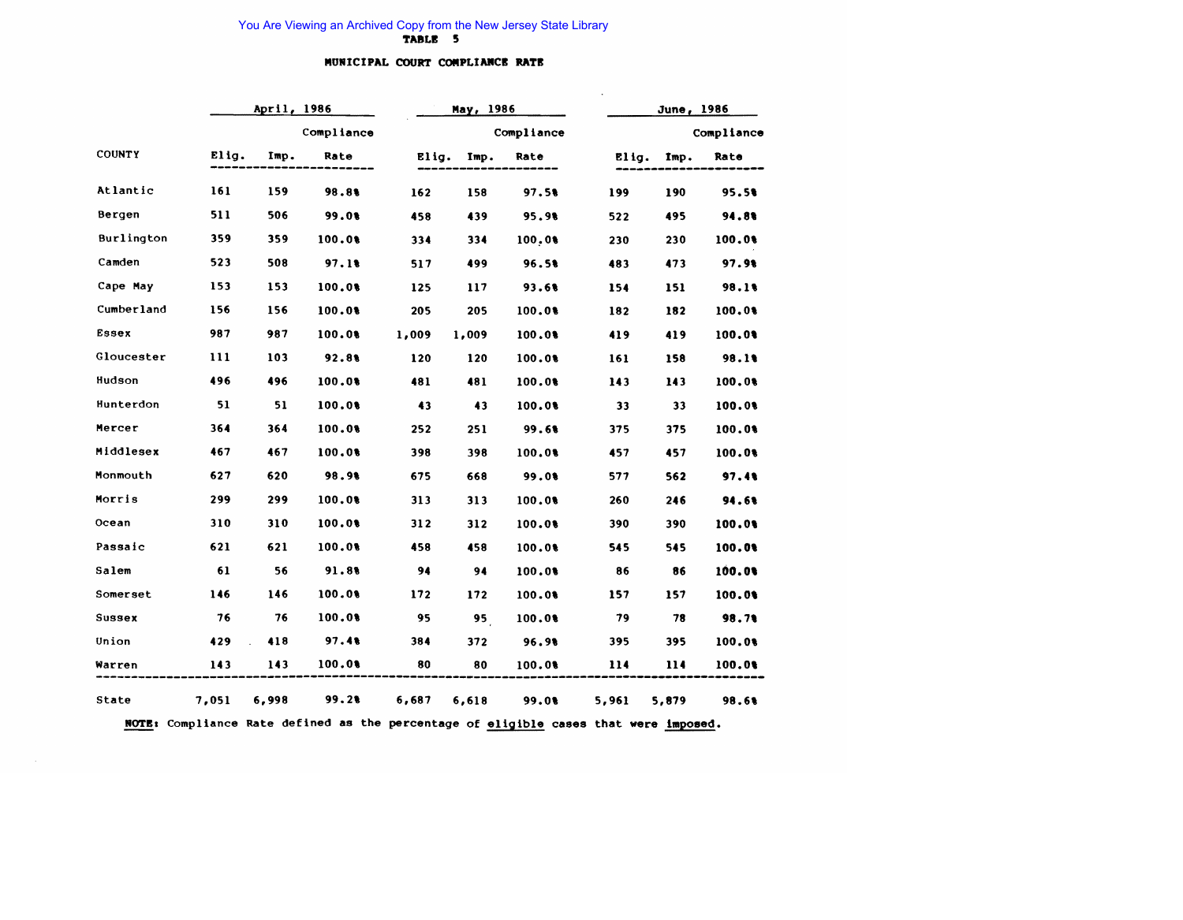## TABLE 5

## MUNICIPAL COURT COMPLIANCE RATE

| COUNTY | April, 1986 | | | May, 1986 | | | June, 1986 | | |
|---|---|---|---|---|---|---|---|---|---|
| | Elig. | Imp. | Compliance Rate | Elig. | Imp. | Compliance Rate | Elig. | Imp. | Compliance Rate |
| Atlantic | 161 | 159 | 98.8% | 162 | 158 | 97.5% | 199 | 190 | 95.5% |
| Bergen | 511 | 506 | 99.0% | 458 | 439 | 95.9% | 522 | 495 | 94.8% |
| Burlington | 359 | 359 | 100.0% | 334 | 334 | 100.0% | 230 | 230 | 100.0% |
| Camden | 523 | 508 | 97.1% | 517 | 499 | 96.5% | 483 | 473 | 97.9% |
| Cape May | 153 | 153 | 100.0% | 125 | 117 | 93.6% | 154 | 151 | 98.1% |
| Cumberland | 156 | 156 | 100.0% | 205 | 205 | 100.0% | 182 | 182 | 100.0% |
| Essex | 987 | 987 | 100.0% | 1,009 | 1,009 | 100.0% | 419 | 419 | 100.0% |
| Gloucester | 111 | 103 | 92.8% | 120 | 120 | 100.0% | 161 | 158 | 98.1% |
| Hudson | 496 | 496 | 100.0% | 481 | 481 | 100.0% | 143 | 143 | 100.0% |
| Hunterdon | 51 | 51 | 100.0% | 43 | 43 | 100.0% | 33 | 33 | 100.0% |
| Mercer | 364 | 364 | 100.0% | 252 | 251 | 99.6% | 375 | 375 | 100.0% |
| Middlesex | 467 | 467 | 100.0% | 398 | 398 | 100.0% | 457 | 457 | 100.0% |
| Monmouth | 627 | 620 | 98.9% | 675 | 668 | 99.0% | 577 | 562 | 97.4% |
| Morris | 299 | 299 | 100.0% | 313 | 313 | 100.0% | 260 | 246 | 94.6% |
| Ocean | 310 | 310 | 100.0% | 312 | 312 | 100.0% | 390 | 390 | 100.0% |
| Passaic | 621 | 621 | 100.0% | 458 | 458 | 100.0% | 545 | 545 | 100.0% |
| Salem | 61 | 56 | 91.8% | 94 | 94 | 100.0% | 86 | 86 | 100.0% |
| Somerset | 146 | 146 | 100.0% | 172 | 172 | 100.0% | 157 | 157 | 100.0% |
| Sussex | 76 | 76 | 100.0% | 95 | 95 | 100.0% | 79 | 78 | 98.7% |
| Union | 429 | 418 | 97.4% | 384 | 372 | 96.9% | 395 | 395 | 100.0% |
| Warren | 143 | 143 | 100.0% | 80 | 80 | 100.0% | 114 | 114 | 100.0% |
| State | 7,051 | 6,998 | 99.2% | 6,687 | 6,618 | 99.0% | 5,961 | 5,879 | 98.6% |

**NOTE:** Compliance Rate defined as the percentage of eligible cases that were imposed.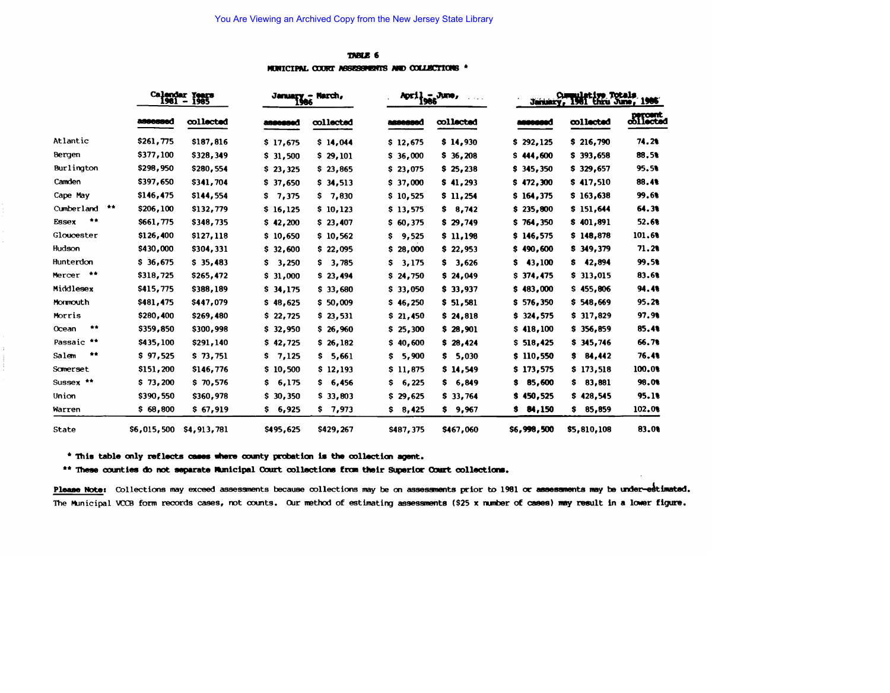TABLE 6

MUNICIPAL COURT ASSESSMENTS AND COLLECTIONS *

| | Calendar Years 1981 - 1985 | | January - March, 1986 | | April - June, 1986 | | Cumulative Totals January, 1981 thru June, 1986 | | |
|---|---|---|---|---|---|---|---|---|---|
| | assessed | collected | assessed | collected | assessed | collected | assessed | collected | percent collected |
| Atlantic | $261,775 | $187,816 | $ 17,675 | $ 14,044 | $ 12,675 | $ 14,930 | $ 292,125 | $ 216,790 | 74.2% |
| Bergen | $377,100 | $328,349 | $ 31,500 | $ 29,101 | $ 36,000 | $ 36,208 | $ 444,600 | $ 393,658 | 88.5% |
| Burlington | $298,950 | $280,554 | $ 23,325 | $ 23,865 | $ 23,075 | $ 25,238 | $ 345,350 | $ 329,657 | 95.5% |
| Camden | $397,650 | $341,704 | $ 37,650 | $ 34,513 | $ 37,000 | $ 41,293 | $ 472,300 | $ 417,510 | 88.4% |
| Cape May | $146,475 | $144,554 | $ 7,375 | $ 7,830 | $ 10,525 | $ 11,254 | $ 164,375 | $ 163,638 | 99.6% |
| Cumberland ** | $206,100 | $132,779 | $ 16,125 | $ 10,123 | $ 13,575 | $ 8,742 | $ 235,800 | $ 151,644 | 64.3% |
| Essex ** | $661,775 | $348,735 | $ 42,200 | $ 23,407 | $ 60,375 | $ 29,749 | $ 764,350 | $ 401,891 | 52.6% |
| Gloucester | $126,400 | $127,118 | $ 10,650 | $ 10,562 | $ 9,525 | $ 11,198 | $ 146,575 | $ 148,878 | 101.6% |
| Hudson | $430,000 | $304,331 | $ 32,600 | $ 22,095 | $ 28,000 | $ 22,953 | $ 490,600 | $ 349,379 | 71.2% |
| Hunterdon | $ 36,675 | $ 35,483 | $ 3,250 | $ 3,785 | $ 3,175 | $ 3,626 | $ 43,100 | $ 42,894 | 99.5% |
| Mercer ** | $318,725 | $265,472 | $ 31,000 | $ 23,494 | $ 24,750 | $ 24,049 | $ 374,475 | $ 313,015 | 83.6% |
| Middlesex | $415,775 | $388,189 | $ 34,175 | $ 33,680 | $ 33,050 | $ 33,937 | $ 483,000 | $ 455,806 | 94.4% |
| Monmouth | $481,475 | $447,079 | $ 48,625 | $ 50,009 | $ 46,250 | $ 51,581 | $ 576,350 | $ 548,669 | 95.2% |
| Morris | $280,400 | $269,480 | $ 22,725 | $ 23,531 | $ 21,450 | $ 24,818 | $ 324,575 | $ 317,829 | 97.9% |
| Ocean ** | $359,850 | $300,998 | $ 32,950 | $ 26,960 | $ 25,300 | $ 28,901 | $ 418,100 | $ 356,859 | 85.4% |
| Passaic ** | $435,100 | $291,140 | $ 42,725 | $ 26,182 | $ 40,600 | $ 28,424 | $ 518,425 | $ 345,746 | 66.7% |
| Salem ** | $ 97,525 | $ 73,751 | $ 7,125 | $ 5,661 | $ 5,900 | $ 5,030 | $ 110,550 | $ 84,442 | 76.4% |
| Somerset | $151,200 | $146,776 | $ 10,500 | $ 12,193 | $ 11,875 | $ 14,549 | $ 173,575 | $ 173,518 | 100.0% |
| Sussex ** | $ 73,200 | $ 70,576 | $ 6,175 | $ 6,456 | $ 6,225 | $ 6,849 | $ 85,600 | $ 83,881 | 98.0% |
| Union | $390,550 | $360,978 | $ 30,350 | $ 33,803 | $ 29,625 | $ 33,764 | $ 450,525 | $ 428,545 | 95.1% |
| Warren | $ 68,800 | $ 67,919 | $ 6,925 | $ 7,973 | $ 8,425 | $ 9,967 | $ 84,150 | $ 85,859 | 102.0% |
| State | $6,015,500 | $4,913,781 | $495,625 | $429,267 | $487,375 | $467,060 | $6,998,500 | $5,810,108 | 83.0% |

* This table only reflects cases where county probation is the collection agent.

** These counties do not separate Municipal Court collections from their Superior Court collections.

**Please Note:** Collections may exceed assessments because collections may be on assessments prior to 1981 or assessments may be under-estimated. The Municipal VCCB form records cases, not counts. Our method of estimating assessments ($25 x number of cases) may result in a lower figure.